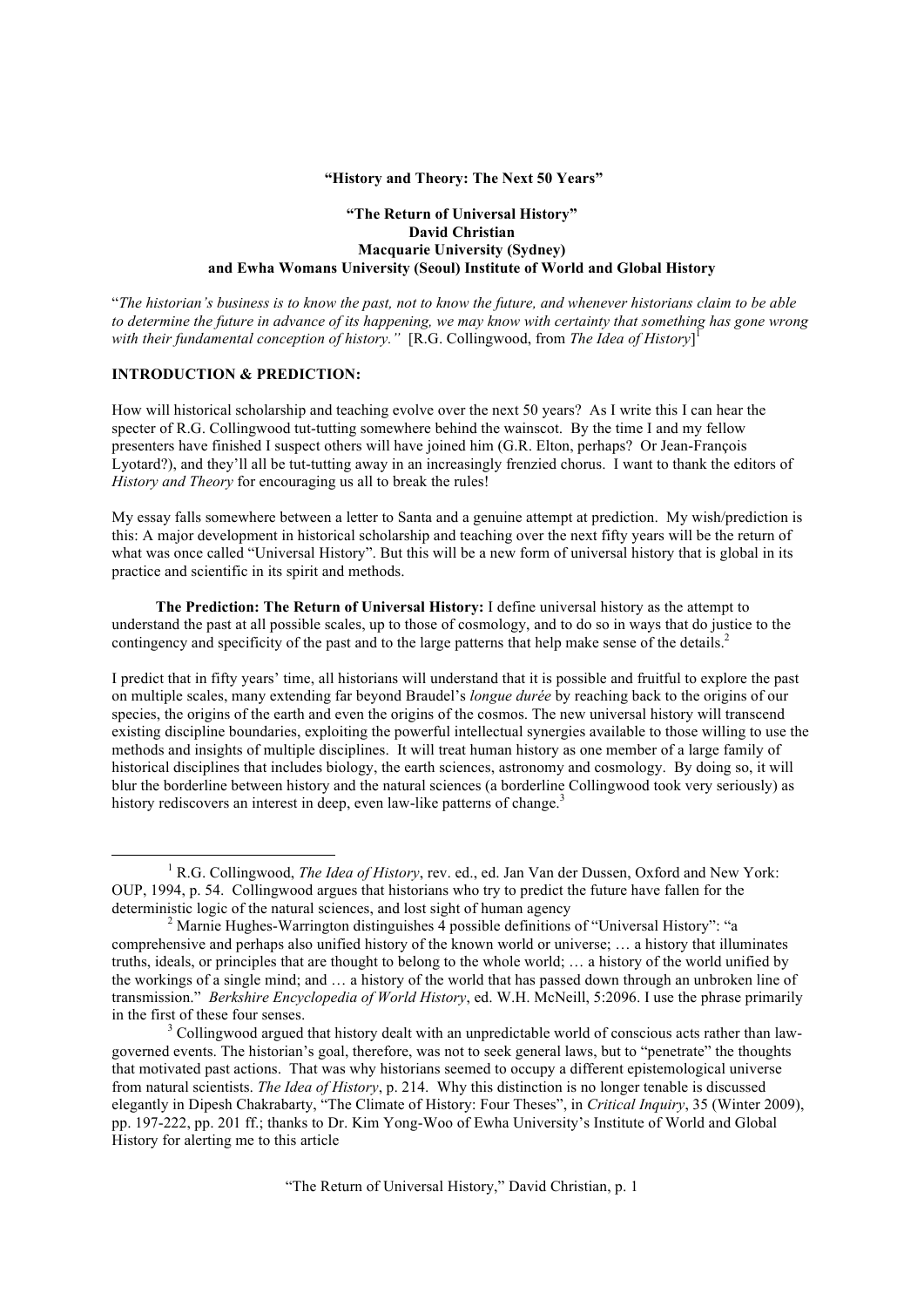**"History and Theory: The Next 50 Years"**

**"The Return of Universal History"**
**David Christian**
**Macquarie University (Sydney)**
**and Ewha Womans University (Seoul) Institute of World and Global History**

"*The historian's business is to know the past, not to know the future, and whenever historians claim to be able to determine the future in advance of its happening, we may know with certainty that something has gone wrong with their fundamental conception of history."* [R.G. Collingwood, from *The Idea of History*][1]

## INTRODUCTION & PREDICTION:

How will historical scholarship and teaching evolve over the next 50 years? As I write this I can hear the specter of R.G. Collingwood tut-tutting somewhere behind the wainscot. By the time I and my fellow presenters have finished I suspect others will have joined him (G.R. Elton, perhaps? Or Jean-François Lyotard?), and they'll all be tut-tutting away in an increasingly frenzied chorus. I want to thank the editors of *History and Theory* for encouraging us all to break the rules!

My essay falls somewhere between a letter to Santa and a genuine attempt at prediction. My wish/prediction is this: A major development in historical scholarship and teaching over the next fifty years will be the return of what was once called "Universal History". But this will be a new form of universal history that is global in its practice and scientific in its spirit and methods.

**The Prediction: The Return of Universal History:** I define universal history as the attempt to understand the past at all possible scales, up to those of cosmology, and to do so in ways that do justice to the contingency and specificity of the past and to the large patterns that help make sense of the details.[2]

I predict that in fifty years' time, all historians will understand that it is possible and fruitful to explore the past on multiple scales, many extending far beyond Braudel's *longue durée* by reaching back to the origins of our species, the origins of the earth and even the origins of the cosmos. The new universal history will transcend existing discipline boundaries, exploiting the powerful intellectual synergies available to those willing to use the methods and insights of multiple disciplines. It will treat human history as one member of a large family of historical disciplines that includes biology, the earth sciences, astronomy and cosmology. By doing so, it will blur the borderline between history and the natural sciences (a borderline Collingwood took very seriously) as history rediscovers an interest in deep, even law-like patterns of change.[3]

---

[1] R.G. Collingwood, *The Idea of History*, rev. ed., ed. Jan Van der Dussen, Oxford and New York: OUP, 1994, p. 54. Collingwood argues that historians who try to predict the future have fallen for the deterministic logic of the natural sciences, and lost sight of human agency

[2] Marnie Hughes-Warrington distinguishes 4 possible definitions of "Universal History": "a comprehensive and perhaps also unified history of the known world or universe; … a history that illuminates truths, ideals, or principles that are thought to belong to the whole world; … a history of the world unified by the workings of a single mind; and … a history of the world that has passed down through an unbroken line of transmission." *Berkshire Encyclopedia of World History*, ed. W.H. McNeill, 5:2096. I use the phrase primarily in the first of these four senses.

[3] Collingwood argued that history dealt with an unpredictable world of conscious acts rather than law-governed events. The historian's goal, therefore, was not to seek general laws, but to "penetrate" the thoughts that motivated past actions. That was why historians seemed to occupy a different epistemological universe from natural scientists. *The Idea of History*, p. 214. Why this distinction is no longer tenable is discussed elegantly in Dipesh Chakrabarty, "The Climate of History: Four Theses", in *Critical Inquiry*, 35 (Winter 2009), pp. 197-222, pp. 201 ff.; thanks to Dr. Kim Yong-Woo of Ewha University's Institute of World and Global History for alerting me to this article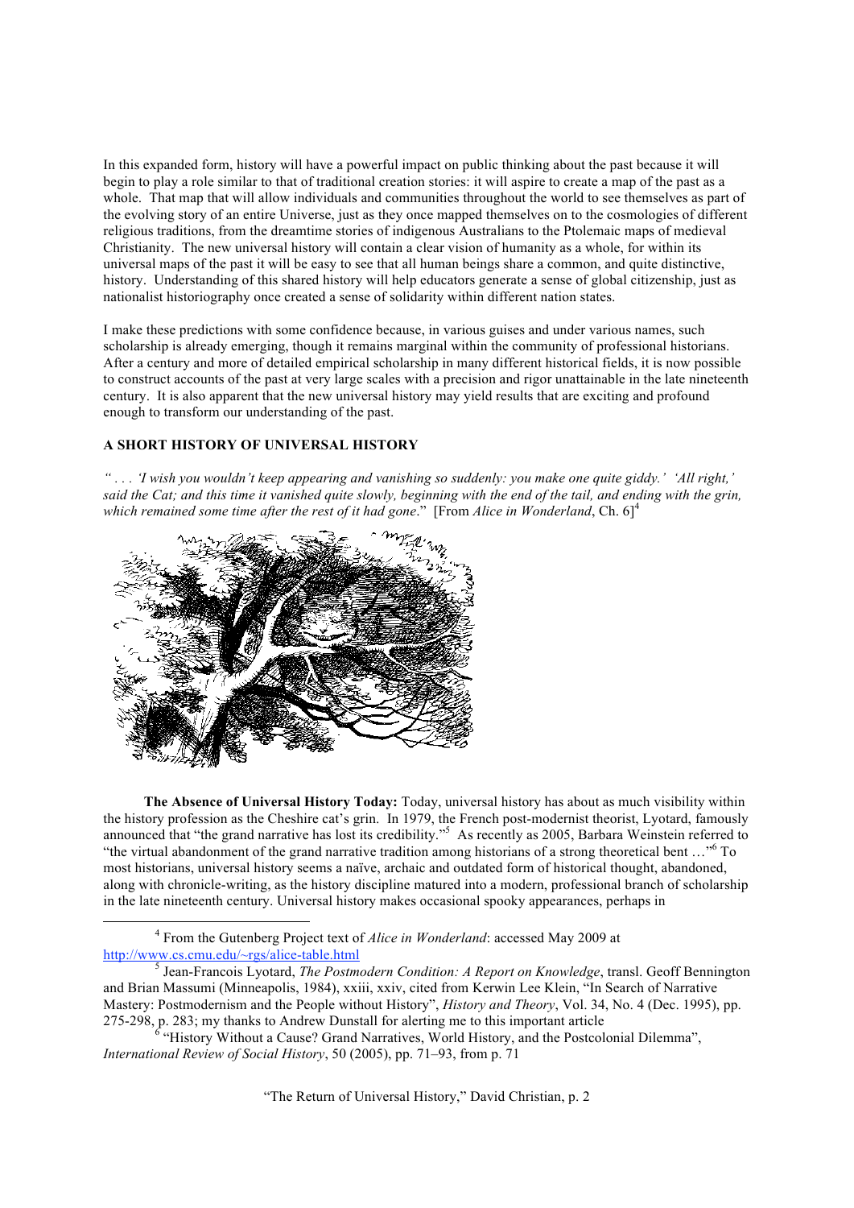In this expanded form, history will have a powerful impact on public thinking about the past because it will begin to play a role similar to that of traditional creation stories: it will aspire to create a map of the past as a whole. That map that will allow individuals and communities throughout the world to see themselves as part of the evolving story of an entire Universe, just as they once mapped themselves on to the cosmologies of different religious traditions, from the dreamtime stories of indigenous Australians to the Ptolemaic maps of medieval Christianity. The new universal history will contain a clear vision of humanity as a whole, for within its universal maps of the past it will be easy to see that all human beings share a common, and quite distinctive, history. Understanding of this shared history will help educators generate a sense of global citizenship, just as nationalist historiography once created a sense of solidarity within different nation states.

I make these predictions with some confidence because, in various guises and under various names, such scholarship is already emerging, though it remains marginal within the community of professional historians. After a century and more of detailed empirical scholarship in many different historical fields, it is now possible to construct accounts of the past at very large scales with a precision and rigor unattainable in the late nineteenth century. It is also apparent that the new universal history may yield results that are exciting and profound enough to transform our understanding of the past.

## A SHORT HISTORY OF UNIVERSAL HISTORY

*" . . . 'I wish you wouldn't keep appearing and vanishing so suddenly: you make one quite giddy.' 'All right,' said the Cat; and this time it vanished quite slowly, beginning with the end of the tail, and ending with the grin, which remained some time after the rest of it had gone*." [From *Alice in Wonderland*, Ch. 6][4]

**The Absence of Universal History Today:** Today, universal history has about as much visibility within the history profession as the Cheshire cat's grin. In 1979, the French post-modernist theorist, Lyotard, famously announced that "the grand narrative has lost its credibility."[5] As recently as 2005, Barbara Weinstein referred to "the virtual abandonment of the grand narrative tradition among historians of a strong theoretical bent …"[6] To most historians, universal history seems a naïve, archaic and outdated form of historical thought, abandoned, along with chronicle-writing, as the history discipline matured into a modern, professional branch of scholarship in the late nineteenth century. Universal history makes occasional spooky appearances, perhaps in

---

[4] From the Gutenberg Project text of *Alice in Wonderland*: accessed May 2009 at http://www.cs.cmu.edu/~rgs/alice-table.html

[5] Jean-Francois Lyotard, *The Postmodern Condition: A Report on Knowledge*, transl. Geoff Bennington and Brian Massumi (Minneapolis, 1984), xxiii, xxiv, cited from Kerwin Lee Klein, "In Search of Narrative Mastery: Postmodernism and the People without History", *History and Theory*, Vol. 34, No. 4 (Dec. 1995), pp. 275-298, p. 283; my thanks to Andrew Dunstall for alerting me to this important article

[6] "History Without a Cause? Grand Narratives, World History, and the Postcolonial Dilemma", *International Review of Social History*, 50 (2005), pp. 71–93, from p. 71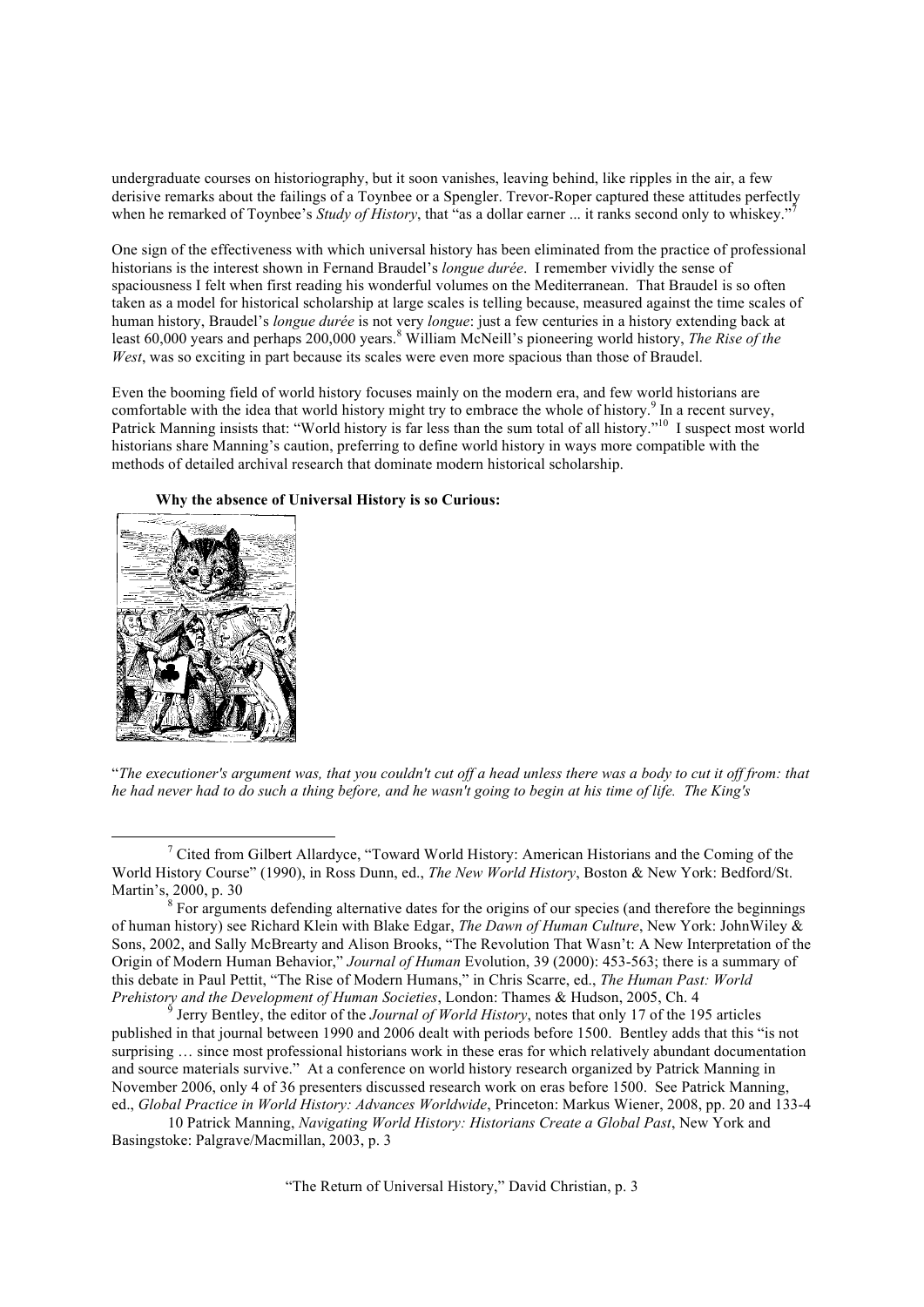undergraduate courses on historiography, but it soon vanishes, leaving behind, like ripples in the air, a few derisive remarks about the failings of a Toynbee or a Spengler. Trevor-Roper captured these attitudes perfectly when he remarked of Toynbee's *Study of History*, that "as a dollar earner ... it ranks second only to whiskey."[7]

One sign of the effectiveness with which universal history has been eliminated from the practice of professional historians is the interest shown in Fernand Braudel's *longue durée*. I remember vividly the sense of spaciousness I felt when first reading his wonderful volumes on the Mediterranean. That Braudel is so often taken as a model for historical scholarship at large scales is telling because, measured against the time scales of human history, Braudel's *longue durée* is not very *longue*: just a few centuries in a history extending back at least 60,000 years and perhaps 200,000 years.[8] William McNeill's pioneering world history, *The Rise of the West*, was so exciting in part because its scales were even more spacious than those of Braudel.

Even the booming field of world history focuses mainly on the modern era, and few world historians are comfortable with the idea that world history might try to embrace the whole of history.[9] In a recent survey, Patrick Manning insists that: "World history is far less than the sum total of all history."[10] I suspect most world historians share Manning's caution, preferring to define world history in ways more compatible with the methods of detailed archival research that dominate modern historical scholarship.

**Why the absence of Universal History is so Curious:**

"*The executioner's argument was, that you couldn't cut off a head unless there was a body to cut it off from: that he had never had to do such a thing before, and he wasn't going to begin at his time of life. The King's*

---

[7] Cited from Gilbert Allardyce, "Toward World History: American Historians and the Coming of the World History Course" (1990), in Ross Dunn, ed., *The New World History*, Boston & New York: Bedford/St. Martin's, 2000, p. 30

[8] For arguments defending alternative dates for the origins of our species (and therefore the beginnings of human history) see Richard Klein with Blake Edgar, *The Dawn of Human Culture*, New York: JohnWiley & Sons, 2002, and Sally McBrearty and Alison Brooks, "The Revolution That Wasn't: A New Interpretation of the Origin of Modern Human Behavior," *Journal of Human* Evolution, 39 (2000): 453-563; there is a summary of this debate in Paul Pettit, "The Rise of Modern Humans," in Chris Scarre, ed., *The Human Past: World Prehistory and the Development of Human Societies*, London: Thames & Hudson, 2005, Ch. 4

[9] Jerry Bentley, the editor of the *Journal of World History*, notes that only 17 of the 195 articles published in that journal between 1990 and 2006 dealt with periods before 1500. Bentley adds that this "is not surprising … since most professional historians work in these eras for which relatively abundant documentation and source materials survive." At a conference on world history research organized by Patrick Manning in November 2006, only 4 of 36 presenters discussed research work on eras before 1500. See Patrick Manning, ed., *Global Practice in World History: Advances Worldwide*, Princeton: Markus Wiener, 2008, pp. 20 and 133-4

10 Patrick Manning, *Navigating World History: Historians Create a Global Past*, New York and Basingstoke: Palgrave/Macmillan, 2003, p. 3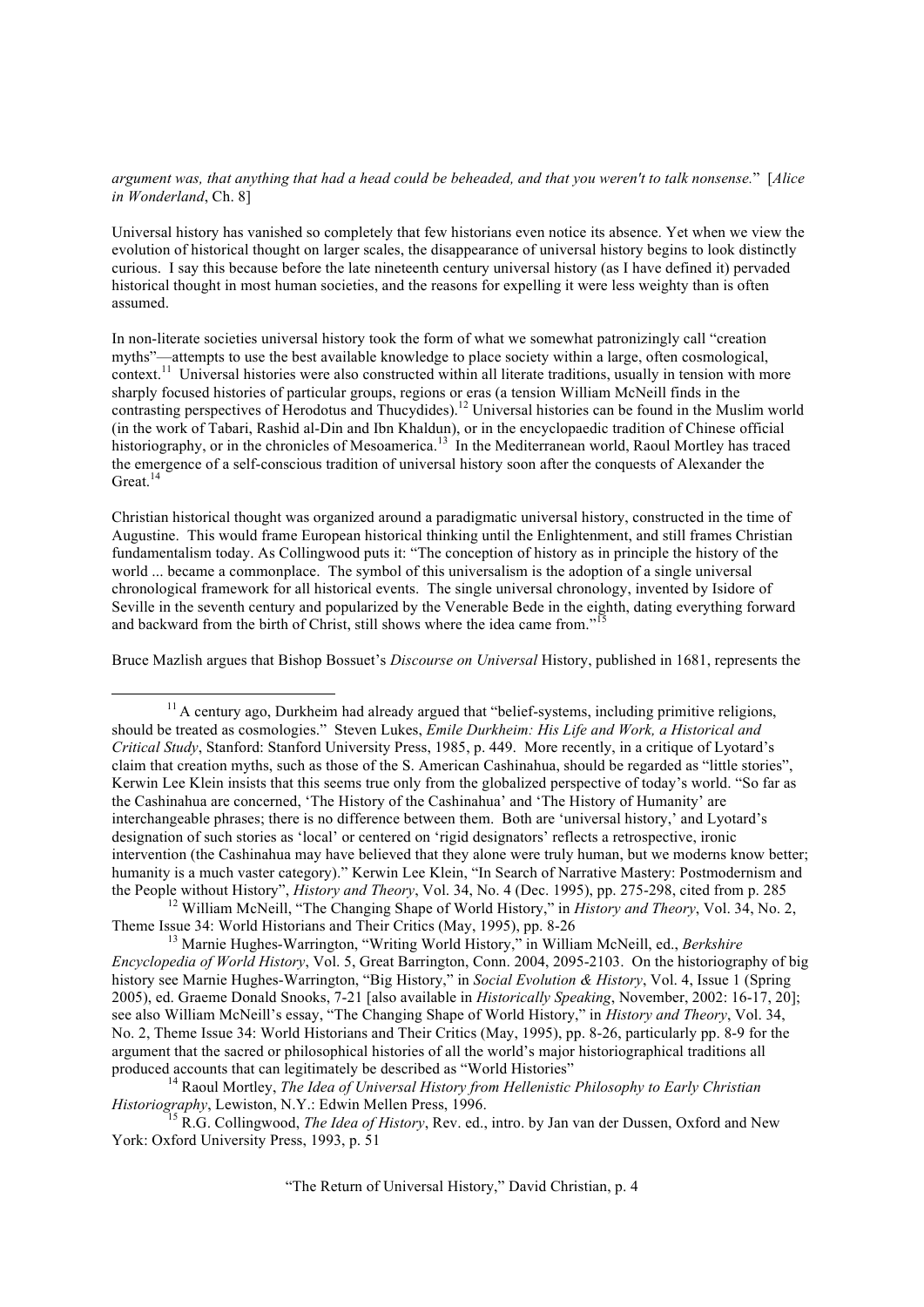*argument was, that anything that had a head could be beheaded, and that you weren't to talk nonsense.*" [*Alice in Wonderland*, Ch. 8]

Universal history has vanished so completely that few historians even notice its absence. Yet when we view the evolution of historical thought on larger scales, the disappearance of universal history begins to look distinctly curious. I say this because before the late nineteenth century universal history (as I have defined it) pervaded historical thought in most human societies, and the reasons for expelling it were less weighty than is often assumed.

In non-literate societies universal history took the form of what we somewhat patronizingly call "creation myths"—attempts to use the best available knowledge to place society within a large, often cosmological, context.[11] Universal histories were also constructed within all literate traditions, usually in tension with more sharply focused histories of particular groups, regions or eras (a tension William McNeill finds in the contrasting perspectives of Herodotus and Thucydides).[12] Universal histories can be found in the Muslim world (in the work of Tabari, Rashid al-Din and Ibn Khaldun), or in the encyclopaedic tradition of Chinese official historiography, or in the chronicles of Mesoamerica.[13] In the Mediterranean world, Raoul Mortley has traced the emergence of a self-conscious tradition of universal history soon after the conquests of Alexander the Great.[14]

Christian historical thought was organized around a paradigmatic universal history, constructed in the time of Augustine. This would frame European historical thinking until the Enlightenment, and still frames Christian fundamentalism today. As Collingwood puts it: "The conception of history as in principle the history of the world ... became a commonplace. The symbol of this universalism is the adoption of a single universal chronological framework for all historical events. The single universal chronology, invented by Isidore of Seville in the seventh century and popularized by the Venerable Bede in the eighth, dating everything forward and backward from the birth of Christ, still shows where the idea came from."[15]

Bruce Mazlish argues that Bishop Bossuet's *Discourse on Universal* History, published in 1681, represents the

---

[11] A century ago, Durkheim had already argued that "belief-systems, including primitive religions, should be treated as cosmologies." Steven Lukes, *Emile Durkheim: His Life and Work, a Historical and Critical Study*, Stanford: Stanford University Press, 1985, p. 449. More recently, in a critique of Lyotard's claim that creation myths, such as those of the S. American Cashinahua, should be regarded as "little stories", Kerwin Lee Klein insists that this seems true only from the globalized perspective of today's world. "So far as the Cashinahua are concerned, 'The History of the Cashinahua' and 'The History of Humanity' are interchangeable phrases; there is no difference between them. Both are 'universal history,' and Lyotard's designation of such stories as 'local' or centered on 'rigid designators' reflects a retrospective, ironic intervention (the Cashinahua may have believed that they alone were truly human, but we moderns know better; humanity is a much vaster category)." Kerwin Lee Klein, "In Search of Narrative Mastery: Postmodernism and the People without History", *History and Theory*, Vol. 34, No. 4 (Dec. 1995), pp. 275-298, cited from p. 285

[12] William McNeill, "The Changing Shape of World History," in *History and Theory*, Vol. 34, No. 2, Theme Issue 34: World Historians and Their Critics (May, 1995), pp. 8-26

[13] Marnie Hughes-Warrington, "Writing World History," in William McNeill, ed., *Berkshire Encyclopedia of World History*, Vol. 5, Great Barrington, Conn. 2004, 2095-2103. On the historiography of big history see Marnie Hughes-Warrington, "Big History," in *Social Evolution & History*, Vol. 4, Issue 1 (Spring 2005), ed. Graeme Donald Snooks, 7-21 [also available in *Historically Speaking*, November, 2002: 16-17, 20]; see also William McNeill's essay, "The Changing Shape of World History," in *History and Theory*, Vol. 34, No. 2, Theme Issue 34: World Historians and Their Critics (May, 1995), pp. 8-26, particularly pp. 8-9 for the argument that the sacred or philosophical histories of all the world's major historiographical traditions all produced accounts that can legitimately be described as "World Histories"

[14] Raoul Mortley, *The Idea of Universal History from Hellenistic Philosophy to Early Christian Historiography*, Lewiston, N.Y.: Edwin Mellen Press, 1996.

[15] R.G. Collingwood, *The Idea of History*, Rev. ed., intro. by Jan van der Dussen, Oxford and New York: Oxford University Press, 1993, p. 51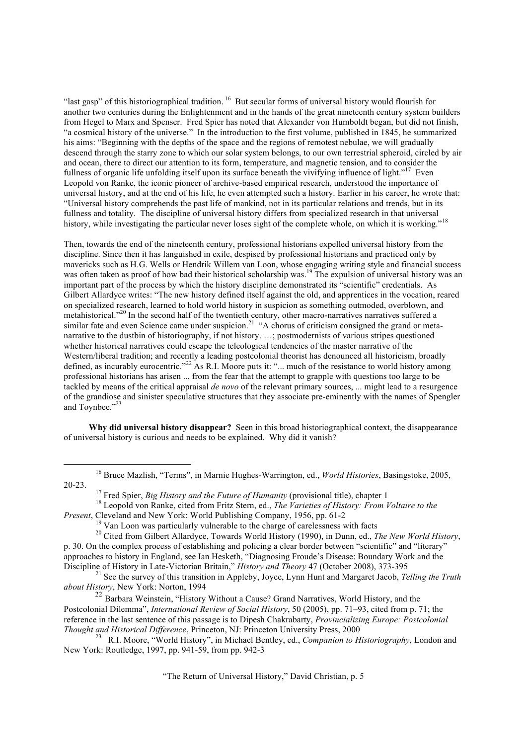"last gasp" of this historiographical tradition.[16] But secular forms of universal history would flourish for another two centuries during the Enlightenment and in the hands of the great nineteenth century system builders from Hegel to Marx and Spenser. Fred Spier has noted that Alexander von Humboldt began, but did not finish, "a cosmical history of the universe." In the introduction to the first volume, published in 1845, he summarized his aims: "Beginning with the depths of the space and the regions of remotest nebulae, we will gradually descend through the starry zone to which our solar system belongs, to our own terrestrial spheroid, circled by air and ocean, there to direct our attention to its form, temperature, and magnetic tension, and to consider the fullness of organic life unfolding itself upon its surface beneath the vivifying influence of light."[17] Even Leopold von Ranke, the iconic pioneer of archive-based empirical research, understood the importance of universal history, and at the end of his life, he even attempted such a history. Earlier in his career, he wrote that: "Universal history comprehends the past life of mankind, not in its particular relations and trends, but in its fullness and totality. The discipline of universal history differs from specialized research in that universal history, while investigating the particular never loses sight of the complete whole, on which it is working."[18]

Then, towards the end of the nineteenth century, professional historians expelled universal history from the discipline. Since then it has languished in exile, despised by professional historians and practiced only by mavericks such as H.G. Wells or Hendrik Willem van Loon, whose engaging writing style and financial success was often taken as proof of how bad their historical scholarship was.[19] The expulsion of universal history was an important part of the process by which the history discipline demonstrated its "scientific" credentials. As Gilbert Allardyce writes: "The new history defined itself against the old, and apprentices in the vocation, reared on specialized research, learned to hold world history in suspicion as something outmoded, overblown, and metahistorical."[20] In the second half of the twentieth century, other macro-narratives narratives suffered a similar fate and even Science came under suspicion.[21] "A chorus of criticism consigned the grand or meta-narrative to the dustbin of historiography, if not history. …; postmodernists of various stripes questioned whether historical narratives could escape the teleological tendencies of the master narrative of the Western/liberal tradition; and recently a leading postcolonial theorist has denounced all historicism, broadly defined, as incurably eurocentric."[22] As R.I. Moore puts it: "... much of the resistance to world history among professional historians has arisen ... from the fear that the attempt to grapple with questions too large to be tackled by means of the critical appraisal *de novo* of the relevant primary sources, ... might lead to a resurgence of the grandiose and sinister speculative structures that they associate pre-eminently with the names of Spengler and Toynbee."[23]

**Why did universal history disappear?** Seen in this broad historiographical context, the disappearance of universal history is curious and needs to be explained. Why did it vanish?

---

[16] Bruce Mazlish, "Terms", in Marnie Hughes-Warrington, ed., *World Histories*, Basingstoke, 2005, 20-23.

[17] Fred Spier, *Big History and the Future of Humanity* (provisional title), chapter 1

[18] Leopold von Ranke, cited from Fritz Stern, ed., *The Varieties of History: From Voltaire to the Present*, Cleveland and New York: World Publishing Company, 1956, pp. 61-2

[19] Van Loon was particularly vulnerable to the charge of carelessness with facts

[20] Cited from Gilbert Allardyce, Towards World History (1990), in Dunn, ed., *The New World History*, p. 30. On the complex process of establishing and policing a clear border between "scientific" and "literary" approaches to history in England, see Ian Hesketh, "Diagnosing Froude's Disease: Boundary Work and the Discipline of History in Late-Victorian Britain," *History and Theory* 47 (October 2008), 373-395

[21] See the survey of this transition in Appleby, Joyce, Lynn Hunt and Margaret Jacob, *Telling the Truth about History*, New York: Norton, 1994

[22] Barbara Weinstein, "History Without a Cause? Grand Narratives, World History, and the Postcolonial Dilemma", *International Review of Social History*, 50 (2005), pp. 71–93, cited from p. 71; the reference in the last sentence of this passage is to Dipesh Chakrabarty, *Provincializing Europe: Postcolonial Thought and Historical Difference*, Princeton, NJ: Princeton University Press, 2000

[23] R.I. Moore, "World History", in Michael Bentley, ed., *Companion to Historiography*, London and New York: Routledge, 1997, pp. 941-59, from pp. 942-3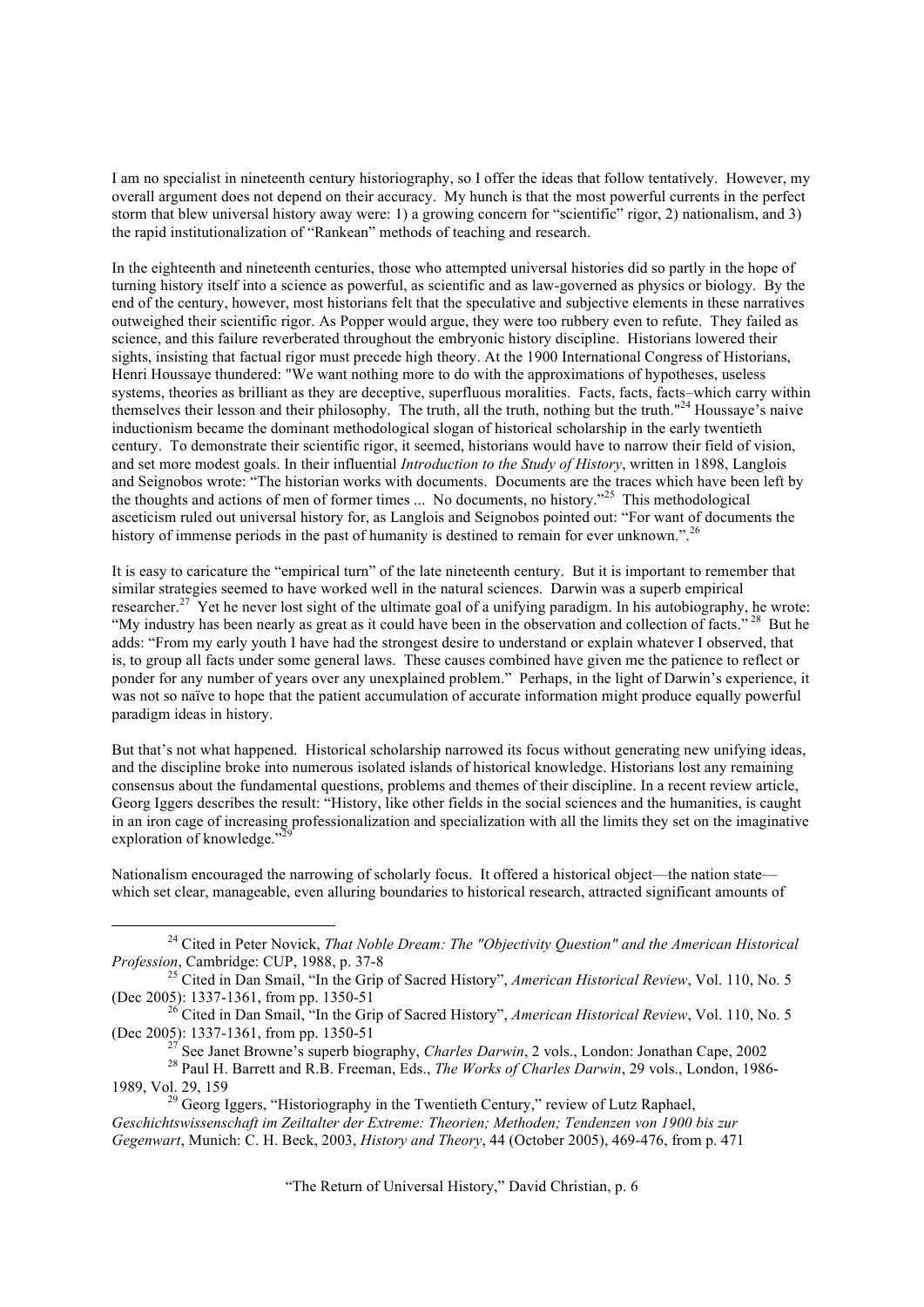I am no specialist in nineteenth century historiography, so I offer the ideas that follow tentatively. However, my overall argument does not depend on their accuracy. My hunch is that the most powerful currents in the perfect storm that blew universal history away were: 1) a growing concern for "scientific" rigor, 2) nationalism, and 3) the rapid institutionalization of "Rankean" methods of teaching and research.

In the eighteenth and nineteenth centuries, those who attempted universal histories did so partly in the hope of turning history itself into a science as powerful, as scientific and as law-governed as physics or biology. By the end of the century, however, most historians felt that the speculative and subjective elements in these narratives outweighed their scientific rigor. As Popper would argue, they were too rubbery even to refute. They failed as science, and this failure reverberated throughout the embryonic history discipline. Historians lowered their sights, insisting that factual rigor must precede high theory. At the 1900 International Congress of Historians, Henri Houssaye thundered: "We want nothing more to do with the approximations of hypotheses, useless systems, theories as brilliant as they are deceptive, superfluous moralities. Facts, facts, facts–which carry within themselves their lesson and their philosophy. The truth, all the truth, nothing but the truth."[24] Houssaye's naive inductionism became the dominant methodological slogan of historical scholarship in the early twentieth century. To demonstrate their scientific rigor, it seemed, historians would have to narrow their field of vision, and set more modest goals. In their influential *Introduction to the Study of History*, written in 1898, Langlois and Seignobos wrote: "The historian works with documents. Documents are the traces which have been left by the thoughts and actions of men of former times ... No documents, no history."[25] This methodological asceticism ruled out universal history for, as Langlois and Seignobos pointed out: "For want of documents the history of immense periods in the past of humanity is destined to remain for ever unknown.".[26]

It is easy to caricature the "empirical turn" of the late nineteenth century. But it is important to remember that similar strategies seemed to have worked well in the natural sciences. Darwin was a superb empirical researcher.[27] Yet he never lost sight of the ultimate goal of a unifying paradigm. In his autobiography, he wrote: "My industry has been nearly as great as it could have been in the observation and collection of facts."[28] But he adds: "From my early youth I have had the strongest desire to understand or explain whatever I observed, that is, to group all facts under some general laws. These causes combined have given me the patience to reflect or ponder for any number of years over any unexplained problem." Perhaps, in the light of Darwin's experience, it was not so naïve to hope that the patient accumulation of accurate information might produce equally powerful paradigm ideas in history.

But that's not what happened. Historical scholarship narrowed its focus without generating new unifying ideas, and the discipline broke into numerous isolated islands of historical knowledge. Historians lost any remaining consensus about the fundamental questions, problems and themes of their discipline. In a recent review article, Georg Iggers describes the result: "History, like other fields in the social sciences and the humanities, is caught in an iron cage of increasing professionalization and specialization with all the limits they set on the imaginative exploration of knowledge."[29]

Nationalism encouraged the narrowing of scholarly focus. It offered a historical object—the nation state—which set clear, manageable, even alluring boundaries to historical research, attracted significant amounts of

---

[24] Cited in Peter Novick, *That Noble Dream: The "Objectivity Question" and the American Historical Profession*, Cambridge: CUP, 1988, p. 37-8

[25] Cited in Dan Smail, "In the Grip of Sacred History", *American Historical Review*, Vol. 110, No. 5 (Dec 2005): 1337-1361, from pp. 1350-51

[26] Cited in Dan Smail, "In the Grip of Sacred History", *American Historical Review*, Vol. 110, No. 5 (Dec 2005): 1337-1361, from pp. 1350-51

[27] See Janet Browne's superb biography, *Charles Darwin*, 2 vols., London: Jonathan Cape, 2002

[28] Paul H. Barrett and R.B. Freeman, Eds., *The Works of Charles Darwin*, 29 vols., London, 1986-1989, Vol. 29, 159

[29] Georg Iggers, "Historiography in the Twentieth Century," review of Lutz Raphael, *Geschichtswissenschaft im Zeitalter der Extreme: Theorien; Methoden; Tendenzen von 1900 bis zur Gegenwart*, Munich: C. H. Beck, 2003, *History and Theory*, 44 (October 2005), 469-476, from p. 471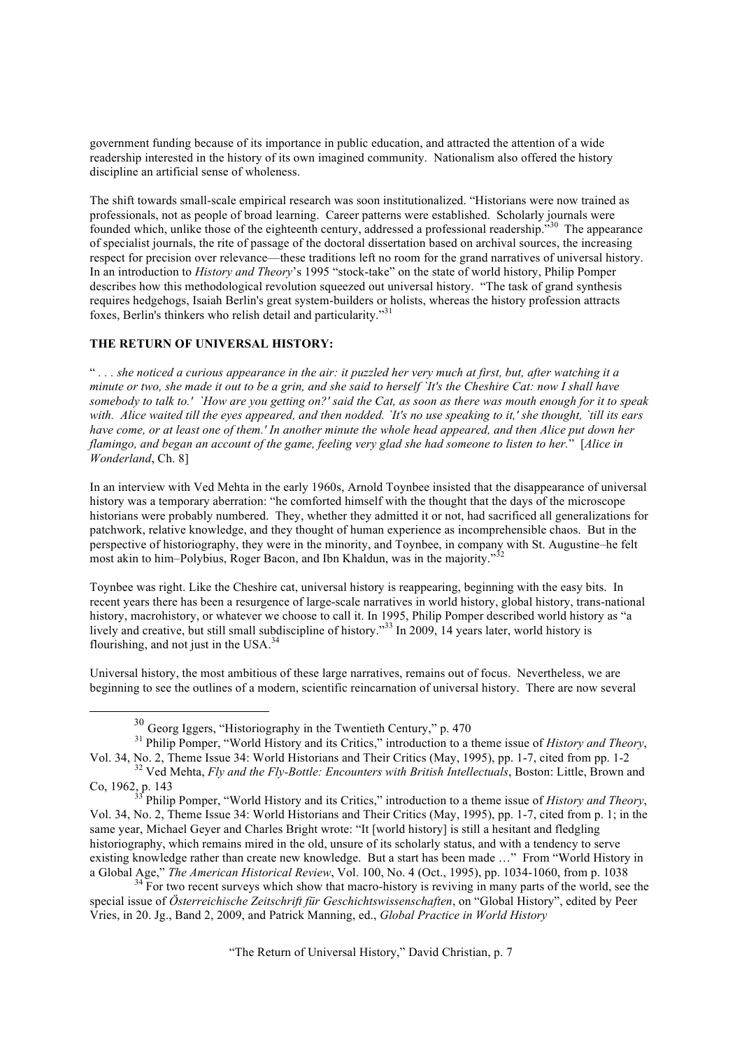government funding because of its importance in public education, and attracted the attention of a wide readership interested in the history of its own imagined community. Nationalism also offered the history discipline an artificial sense of wholeness.

The shift towards small-scale empirical research was soon institutionalized. "Historians were now trained as professionals, not as people of broad learning. Career patterns were established. Scholarly journals were founded which, unlike those of the eighteenth century, addressed a professional readership."[30] The appearance of specialist journals, the rite of passage of the doctoral dissertation based on archival sources, the increasing respect for precision over relevance—these traditions left no room for the grand narratives of universal history. In an introduction to *History and Theory*'s 1995 "stock-take" on the state of world history, Philip Pomper describes how this methodological revolution squeezed out universal history. "The task of grand synthesis requires hedgehogs, Isaiah Berlin's great system-builders or holists, whereas the history profession attracts foxes, Berlin's thinkers who relish detail and particularity."[31]

**THE RETURN OF UNIVERSAL HISTORY:**

" *. . . she noticed a curious appearance in the air: it puzzled her very much at first, but, after watching it a minute or two, she made it out to be a grin, and she said to herself `It's the Cheshire Cat: now I shall have somebody to talk to.' `How are you getting on?' said the Cat, as soon as there was mouth enough for it to speak with. Alice waited till the eyes appeared, and then nodded. `It's no use speaking to it,' she thought, `till its ears have come, or at least one of them.' In another minute the whole head appeared, and then Alice put down her flamingo, and began an account of the game, feeling very glad she had someone to listen to her.*" [*Alice in Wonderland*, Ch. 8]

In an interview with Ved Mehta in the early 1960s, Arnold Toynbee insisted that the disappearance of universal history was a temporary aberration: "he comforted himself with the thought that the days of the microscope historians were probably numbered. They, whether they admitted it or not, had sacrificed all generalizations for patchwork, relative knowledge, and they thought of human experience as incomprehensible chaos. But in the perspective of historiography, they were in the minority, and Toynbee, in company with St. Augustine–he felt most akin to him–Polybius, Roger Bacon, and Ibn Khaldun, was in the majority."[32]

Toynbee was right. Like the Cheshire cat, universal history is reappearing, beginning with the easy bits. In recent years there has been a resurgence of large-scale narratives in world history, global history, trans-national history, macrohistory, or whatever we choose to call it. In 1995, Philip Pomper described world history as "a lively and creative, but still small subdiscipline of history."[33] In 2009, 14 years later, world history is flourishing, and not just in the USA.[34]

Universal history, the most ambitious of these large narratives, remains out of focus. Nevertheless, we are beginning to see the outlines of a modern, scientific reincarnation of universal history. There are now several

---

[30] Georg Iggers, "Historiography in the Twentieth Century," p. 470

[31] Philip Pomper, "World History and its Critics," introduction to a theme issue of *History and Theory*, Vol. 34, No. 2, Theme Issue 34: World Historians and Their Critics (May, 1995), pp. 1-7, cited from pp. 1-2

[32] Ved Mehta, *Fly and the Fly-Bottle: Encounters with British Intellectuals*, Boston: Little, Brown and Co, 1962, p. 143

[33] Philip Pomper, "World History and its Critics," introduction to a theme issue of *History and Theory*, Vol. 34, No. 2, Theme Issue 34: World Historians and Their Critics (May, 1995), pp. 1-7, cited from p. 1; in the same year, Michael Geyer and Charles Bright wrote: "It [world history] is still a hesitant and fledgling historiography, which remains mired in the old, unsure of its scholarly status, and with a tendency to serve existing knowledge rather than create new knowledge. But a start has been made …" From "World History in a Global Age," *The American Historical Review*, Vol. 100, No. 4 (Oct., 1995), pp. 1034-1060, from p. 1038

[34] For two recent surveys which show that macro-history is reviving in many parts of the world, see the special issue of *Österreichische Zeitschrift für Geschichtswissenschaften*, on "Global History", edited by Peer Vries, in 20. Jg., Band 2, 2009, and Patrick Manning, ed., *Global Practice in World History*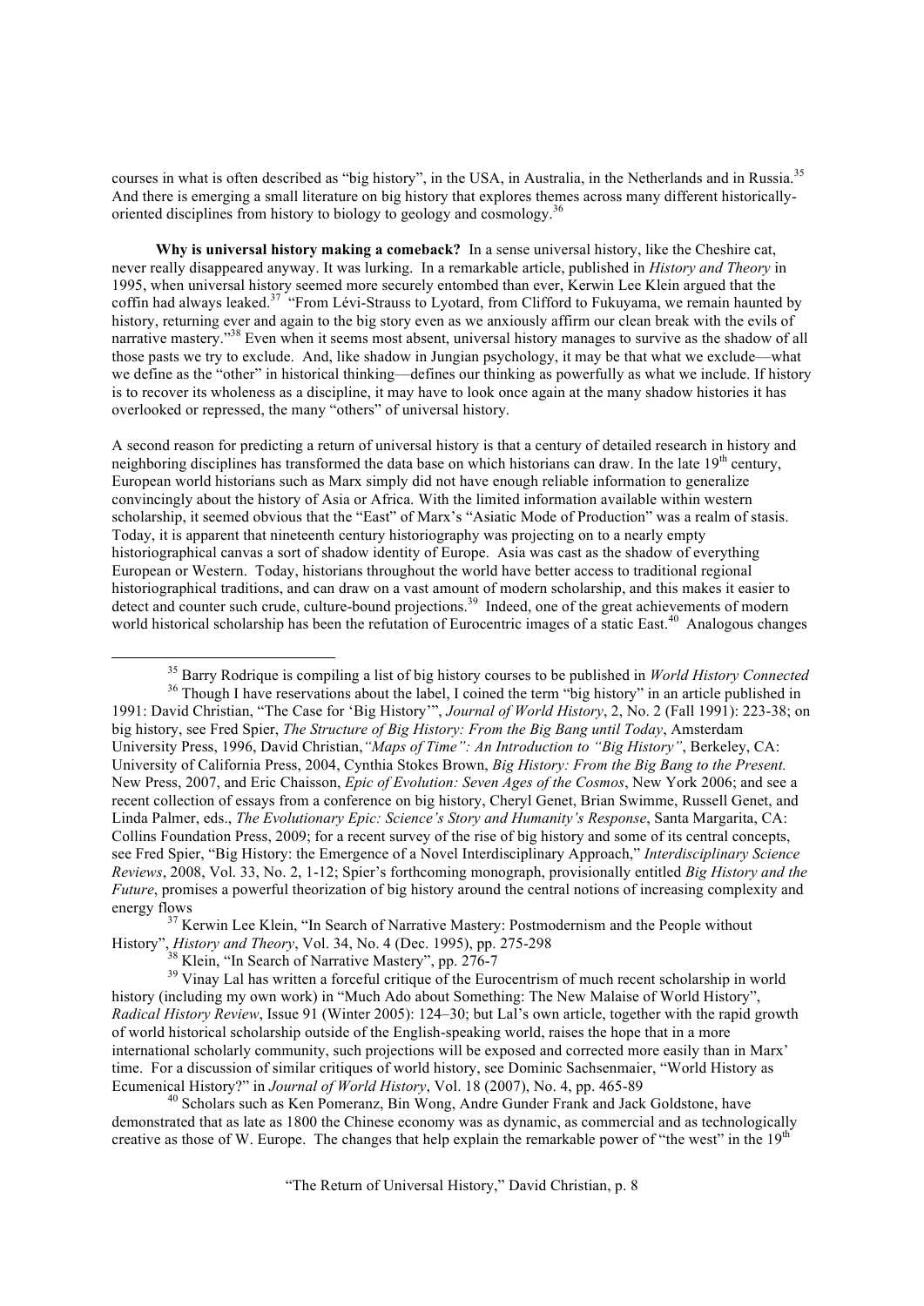courses in what is often described as "big history", in the USA, in Australia, in the Netherlands and in Russia.[35] And there is emerging a small literature on big history that explores themes across many different historically-oriented disciplines from history to biology to geology and cosmology.[36]

**Why is universal history making a comeback?** In a sense universal history, like the Cheshire cat, never really disappeared anyway. It was lurking. In a remarkable article, published in *History and Theory* in 1995, when universal history seemed more securely entombed than ever, Kerwin Lee Klein argued that the coffin had always leaked.[37] "From Lévi-Strauss to Lyotard, from Clifford to Fukuyama, we remain haunted by history, returning ever and again to the big story even as we anxiously affirm our clean break with the evils of narrative mastery."[38] Even when it seems most absent, universal history manages to survive as the shadow of all those pasts we try to exclude. And, like shadow in Jungian psychology, it may be that what we exclude—what we define as the "other" in historical thinking—defines our thinking as powerfully as what we include. If history is to recover its wholeness as a discipline, it may have to look once again at the many shadow histories it has overlooked or repressed, the many "others" of universal history.

A second reason for predicting a return of universal history is that a century of detailed research in history and neighboring disciplines has transformed the data base on which historians can draw. In the late 19th century, European world historians such as Marx simply did not have enough reliable information to generalize convincingly about the history of Asia or Africa. With the limited information available within western scholarship, it seemed obvious that the "East" of Marx's "Asiatic Mode of Production" was a realm of stasis. Today, it is apparent that nineteenth century historiography was projecting on to a nearly empty historiographical canvas a sort of shadow identity of Europe. Asia was cast as the shadow of everything European or Western. Today, historians throughout the world have better access to traditional regional historiographical traditions, and can draw on a vast amount of modern scholarship, and this makes it easier to detect and counter such crude, culture-bound projections.[39] Indeed, one of the great achievements of modern world historical scholarship has been the refutation of Eurocentric images of a static East.[40] Analogous changes

---

[35] Barry Rodrique is compiling a list of big history courses to be published in *World History Connected*

[36] Though I have reservations about the label, I coined the term "big history" in an article published in 1991: David Christian, "The Case for 'Big History'", *Journal of World History*, 2, No. 2 (Fall 1991): 223-38; on big history, see Fred Spier, *The Structure of Big History: From the Big Bang until Today*, Amsterdam University Press, 1996, David Christian, *"Maps of Time": An Introduction to "Big History"*, Berkeley, CA: University of California Press, 2004, Cynthia Stokes Brown, *Big History: From the Big Bang to the Present.* New Press, 2007, and Eric Chaisson, *Epic of Evolution: Seven Ages of the Cosmos*, New York 2006; and see a recent collection of essays from a conference on big history, Cheryl Genet, Brian Swimme, Russell Genet, and Linda Palmer, eds., *The Evolutionary Epic: Science's Story and Humanity's Response*, Santa Margarita, CA: Collins Foundation Press, 2009; for a recent survey of the rise of big history and some of its central concepts, see Fred Spier, "Big History: the Emergence of a Novel Interdisciplinary Approach," *Interdisciplinary Science Reviews*, 2008, Vol. 33, No. 2, 1-12; Spier's forthcoming monograph, provisionally entitled *Big History and the Future*, promises a powerful theorization of big history around the central notions of increasing complexity and energy flows

[37] Kerwin Lee Klein, "In Search of Narrative Mastery: Postmodernism and the People without History", *History and Theory*, Vol. 34, No. 4 (Dec. 1995), pp. 275-298

[38] Klein, "In Search of Narrative Mastery", pp. 276-7

[39] Vinay Lal has written a forceful critique of the Eurocentrism of much recent scholarship in world history (including my own work) in "Much Ado about Something: The New Malaise of World History", *Radical History Review*, Issue 91 (Winter 2005): 124–30; but Lal's own article, together with the rapid growth of world historical scholarship outside of the English-speaking world, raises the hope that in a more international scholarly community, such projections will be exposed and corrected more easily than in Marx' time. For a discussion of similar critiques of world history, see Dominic Sachsenmaier, "World History as Ecumenical History?" in *Journal of World History*, Vol. 18 (2007), No. 4, pp. 465-89

[40] Scholars such as Ken Pomeranz, Bin Wong, Andre Gunder Frank and Jack Goldstone, have demonstrated that as late as 1800 the Chinese economy was as dynamic, as commercial and as technologically creative as those of W. Europe. The changes that help explain the remarkable power of "the west" in the 19th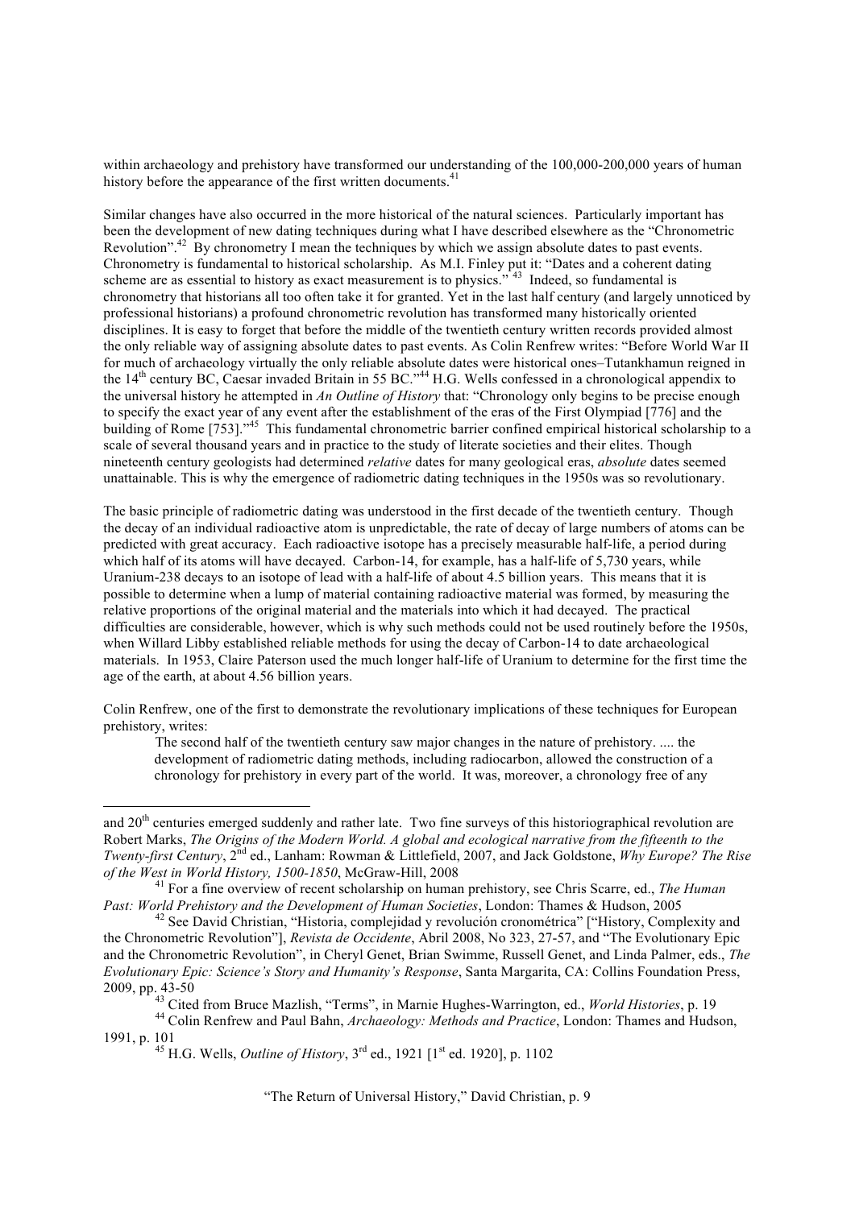within archaeology and prehistory have transformed our understanding of the 100,000-200,000 years of human history before the appearance of the first written documents.[41]

Similar changes have also occurred in the more historical of the natural sciences. Particularly important has been the development of new dating techniques during what I have described elsewhere as the "Chronometric Revolution".[42] By chronometry I mean the techniques by which we assign absolute dates to past events. Chronometry is fundamental to historical scholarship. As M.I. Finley put it: "Dates and a coherent dating scheme are as essential to history as exact measurement is to physics." [43] Indeed, so fundamental is chronometry that historians all too often take it for granted. Yet in the last half century (and largely unnoticed by professional historians) a profound chronometric revolution has transformed many historically oriented disciplines. It is easy to forget that before the middle of the twentieth century written records provided almost the only reliable way of assigning absolute dates to past events. As Colin Renfrew writes: "Before World War II for much of archaeology virtually the only reliable absolute dates were historical ones–Tutankhamun reigned in the 14th century BC, Caesar invaded Britain in 55 BC."[44] H.G. Wells confessed in a chronological appendix to the universal history he attempted in *An Outline of History* that: "Chronology only begins to be precise enough to specify the exact year of any event after the establishment of the eras of the First Olympiad [776] and the building of Rome [753]."[45] This fundamental chronometric barrier confined empirical historical scholarship to a scale of several thousand years and in practice to the study of literate societies and their elites. Though nineteenth century geologists had determined *relative* dates for many geological eras, *absolute* dates seemed unattainable. This is why the emergence of radiometric dating techniques in the 1950s was so revolutionary.

The basic principle of radiometric dating was understood in the first decade of the twentieth century. Though the decay of an individual radioactive atom is unpredictable, the rate of decay of large numbers of atoms can be predicted with great accuracy. Each radioactive isotope has a precisely measurable half-life, a period during which half of its atoms will have decayed. Carbon-14, for example, has a half-life of 5,730 years, while Uranium-238 decays to an isotope of lead with a half-life of about 4.5 billion years. This means that it is possible to determine when a lump of material containing radioactive material was formed, by measuring the relative proportions of the original material and the materials into which it had decayed. The practical difficulties are considerable, however, which is why such methods could not be used routinely before the 1950s, when Willard Libby established reliable methods for using the decay of Carbon-14 to date archaeological materials. In 1953, Claire Paterson used the much longer half-life of Uranium to determine for the first time the age of the earth, at about 4.56 billion years.

Colin Renfrew, one of the first to demonstrate the revolutionary implications of these techniques for European prehistory, writes:

> The second half of the twentieth century saw major changes in the nature of prehistory. .... the development of radiometric dating methods, including radiocarbon, allowed the construction of a chronology for prehistory in every part of the world. It was, moreover, a chronology free of any

---

and 20th centuries emerged suddenly and rather late. Two fine surveys of this historiographical revolution are Robert Marks, *The Origins of the Modern World. A global and ecological narrative from the fifteenth to the Twenty-first Century*, 2nd ed., Lanham: Rowman & Littlefield, 2007, and Jack Goldstone, *Why Europe? The Rise of the West in World History, 1500-1850*, McGraw-Hill, 2008

[41] For a fine overview of recent scholarship on human prehistory, see Chris Scarre, ed., *The Human Past: World Prehistory and the Development of Human Societies*, London: Thames & Hudson, 2005

[42] See David Christian, "Historia, complejidad y revolución cronométrica" ["History, Complexity and the Chronometric Revolution"], *Revista de Occidente*, Abril 2008, No 323, 27-57, and "The Evolutionary Epic and the Chronometric Revolution", in Cheryl Genet, Brian Swimme, Russell Genet, and Linda Palmer, eds., *The Evolutionary Epic: Science's Story and Humanity's Response*, Santa Margarita, CA: Collins Foundation Press, 2009, pp. 43-50

[43] Cited from Bruce Mazlish, "Terms", in Marnie Hughes-Warrington, ed., *World Histories*, p. 19

[44] Colin Renfrew and Paul Bahn, *Archaeology: Methods and Practice*, London: Thames and Hudson, 1991, p. 101

[45] H.G. Wells, *Outline of History*, 3rd ed., 1921 [1st ed. 1920], p. 1102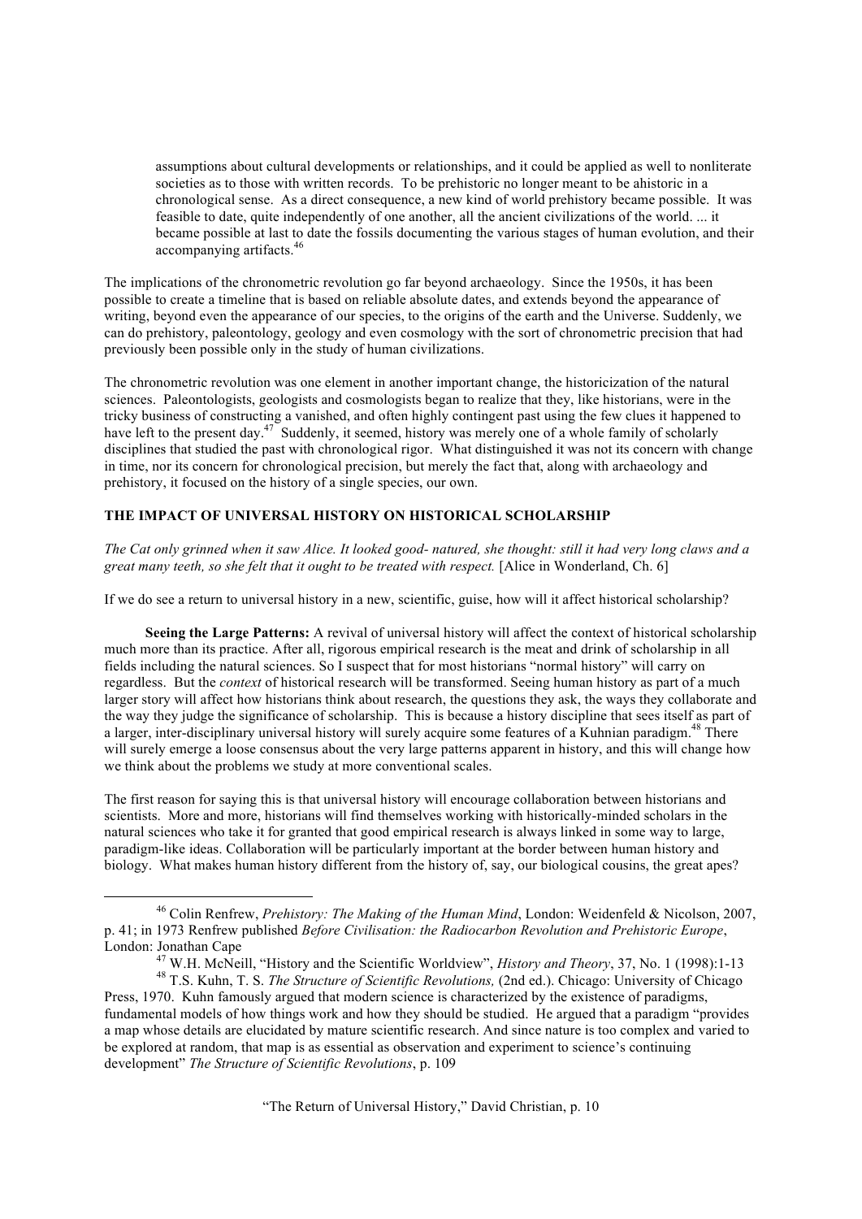> assumptions about cultural developments or relationships, and it could be applied as well to nonliterate societies as to those with written records. To be prehistoric no longer meant to be ahistoric in a chronological sense. As a direct consequence, a new kind of world prehistory became possible. It was feasible to date, quite independently of one another, all the ancient civilizations of the world. ... it became possible at last to date the fossils documenting the various stages of human evolution, and their accompanying artifacts.[46]

The implications of the chronometric revolution go far beyond archaeology. Since the 1950s, it has been possible to create a timeline that is based on reliable absolute dates, and extends beyond the appearance of writing, beyond even the appearance of our species, to the origins of the earth and the Universe. Suddenly, we can do prehistory, paleontology, geology and even cosmology with the sort of chronometric precision that had previously been possible only in the study of human civilizations.

The chronometric revolution was one element in another important change, the historicization of the natural sciences. Paleontologists, geologists and cosmologists began to realize that they, like historians, were in the tricky business of constructing a vanished, and often highly contingent past using the few clues it happened to have left to the present day.[47] Suddenly, it seemed, history was merely one of a whole family of scholarly disciplines that studied the past with chronological rigor. What distinguished it was not its concern with change in time, nor its concern for chronological precision, but merely the fact that, along with archaeology and prehistory, it focused on the history of a single species, our own.

## THE IMPACT OF UNIVERSAL HISTORY ON HISTORICAL SCHOLARSHIP

*The Cat only grinned when it saw Alice. It looked good- natured, she thought: still it had very long claws and a great many teeth, so she felt that it ought to be treated with respect.* [Alice in Wonderland, Ch. 6]

If we do see a return to universal history in a new, scientific, guise, how will it affect historical scholarship?

**Seeing the Large Patterns:** A revival of universal history will affect the context of historical scholarship much more than its practice. After all, rigorous empirical research is the meat and drink of scholarship in all fields including the natural sciences. So I suspect that for most historians "normal history" will carry on regardless. But the *context* of historical research will be transformed. Seeing human history as part of a much larger story will affect how historians think about research, the questions they ask, the ways they collaborate and the way they judge the significance of scholarship. This is because a history discipline that sees itself as part of a larger, inter-disciplinary universal history will surely acquire some features of a Kuhnian paradigm.[48] There will surely emerge a loose consensus about the very large patterns apparent in history, and this will change how we think about the problems we study at more conventional scales.

The first reason for saying this is that universal history will encourage collaboration between historians and scientists. More and more, historians will find themselves working with historically-minded scholars in the natural sciences who take it for granted that good empirical research is always linked in some way to large, paradigm-like ideas. Collaboration will be particularly important at the border between human history and biology. What makes human history different from the history of, say, our biological cousins, the great apes?

---

[46] Colin Renfrew, *Prehistory: The Making of the Human Mind*, London: Weidenfeld & Nicolson, 2007, p. 41; in 1973 Renfrew published *Before Civilisation: the Radiocarbon Revolution and Prehistoric Europe*, London: Jonathan Cape

[47] W.H. McNeill, "History and the Scientific Worldview", *History and Theory*, 37, No. 1 (1998):1-13

[48] T.S. Kuhn, T. S. *The Structure of Scientific Revolutions,* (2nd ed.). Chicago: University of Chicago Press, 1970. Kuhn famously argued that modern science is characterized by the existence of paradigms, fundamental models of how things work and how they should be studied. He argued that a paradigm "provides a map whose details are elucidated by mature scientific research. And since nature is too complex and varied to be explored at random, that map is as essential as observation and experiment to science's continuing development" *The Structure of Scientific Revolutions*, p. 109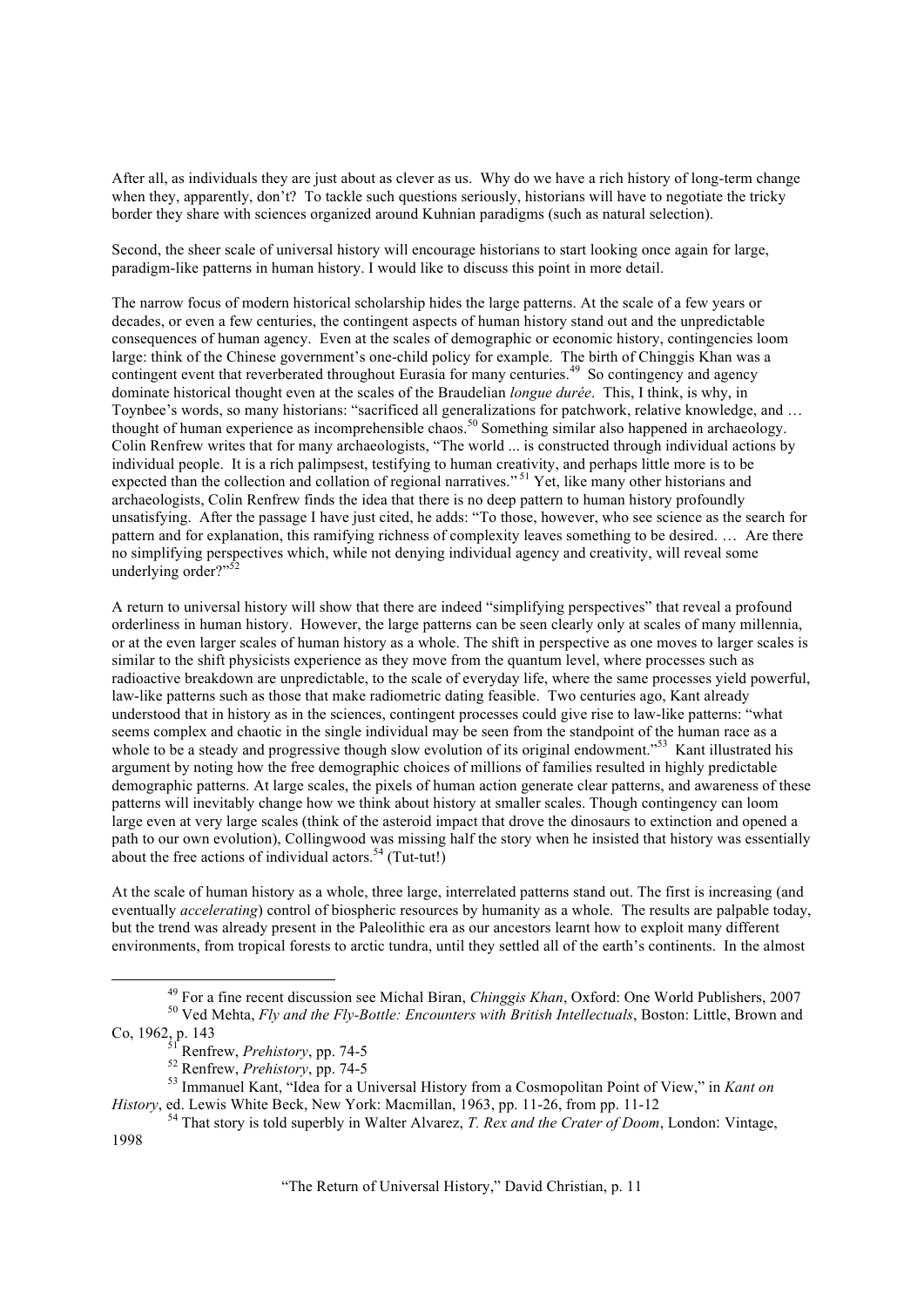After all, as individuals they are just about as clever as us. Why do we have a rich history of long-term change when they, apparently, don't? To tackle such questions seriously, historians will have to negotiate the tricky border they share with sciences organized around Kuhnian paradigms (such as natural selection).

Second, the sheer scale of universal history will encourage historians to start looking once again for large, paradigm-like patterns in human history. I would like to discuss this point in more detail.

The narrow focus of modern historical scholarship hides the large patterns. At the scale of a few years or decades, or even a few centuries, the contingent aspects of human history stand out and the unpredictable consequences of human agency. Even at the scales of demographic or economic history, contingencies loom large: think of the Chinese government's one-child policy for example. The birth of Chinggis Khan was a contingent event that reverberated throughout Eurasia for many centuries.[49] So contingency and agency dominate historical thought even at the scales of the Braudelian *longue durée*. This, I think, is why, in Toynbee's words, so many historians: "sacrificed all generalizations for patchwork, relative knowledge, and … thought of human experience as incomprehensible chaos.[50] Something similar also happened in archaeology. Colin Renfrew writes that for many archaeologists, "The world ... is constructed through individual actions by individual people. It is a rich palimpsest, testifying to human creativity, and perhaps little more is to be expected than the collection and collation of regional narratives."[51] Yet, like many other historians and archaeologists, Colin Renfrew finds the idea that there is no deep pattern to human history profoundly unsatisfying. After the passage I have just cited, he adds: "To those, however, who see science as the search for pattern and for explanation, this ramifying richness of complexity leaves something to be desired. … Are there no simplifying perspectives which, while not denying individual agency and creativity, will reveal some underlying order?"[52]

A return to universal history will show that there are indeed "simplifying perspectives" that reveal a profound orderliness in human history. However, the large patterns can be seen clearly only at scales of many millennia, or at the even larger scales of human history as a whole. The shift in perspective as one moves to larger scales is similar to the shift physicists experience as they move from the quantum level, where processes such as radioactive breakdown are unpredictable, to the scale of everyday life, where the same processes yield powerful, law-like patterns such as those that make radiometric dating feasible. Two centuries ago, Kant already understood that in history as in the sciences, contingent processes could give rise to law-like patterns: "what seems complex and chaotic in the single individual may be seen from the standpoint of the human race as a whole to be a steady and progressive though slow evolution of its original endowment."[53] Kant illustrated his argument by noting how the free demographic choices of millions of families resulted in highly predictable demographic patterns. At large scales, the pixels of human action generate clear patterns, and awareness of these patterns will inevitably change how we think about history at smaller scales. Though contingency can loom large even at very large scales (think of the asteroid impact that drove the dinosaurs to extinction and opened a path to our own evolution), Collingwood was missing half the story when he insisted that history was essentially about the free actions of individual actors.[54] (Tut-tut!)

At the scale of human history as a whole, three large, interrelated patterns stand out. The first is increasing (and eventually *accelerating*) control of biospheric resources by humanity as a whole. The results are palpable today, but the trend was already present in the Paleolithic era as our ancestors learnt how to exploit many different environments, from tropical forests to arctic tundra, until they settled all of the earth's continents. In the almost

---

[49] For a fine recent discussion see Michal Biran, *Chinggis Khan*, Oxford: One World Publishers, 2007

[50] Ved Mehta, *Fly and the Fly-Bottle: Encounters with British Intellectuals*, Boston: Little, Brown and Co, 1962, p. 143

[51] Renfrew, *Prehistory*, pp. 74-5

[52] Renfrew, *Prehistory*, pp. 74-5

[53] Immanuel Kant, "Idea for a Universal History from a Cosmopolitan Point of View," in *Kant on History*, ed. Lewis White Beck, New York: Macmillan, 1963, pp. 11-26, from pp. 11-12

[54] That story is told superbly in Walter Alvarez, *T. Rex and the Crater of Doom*, London: Vintage, 1998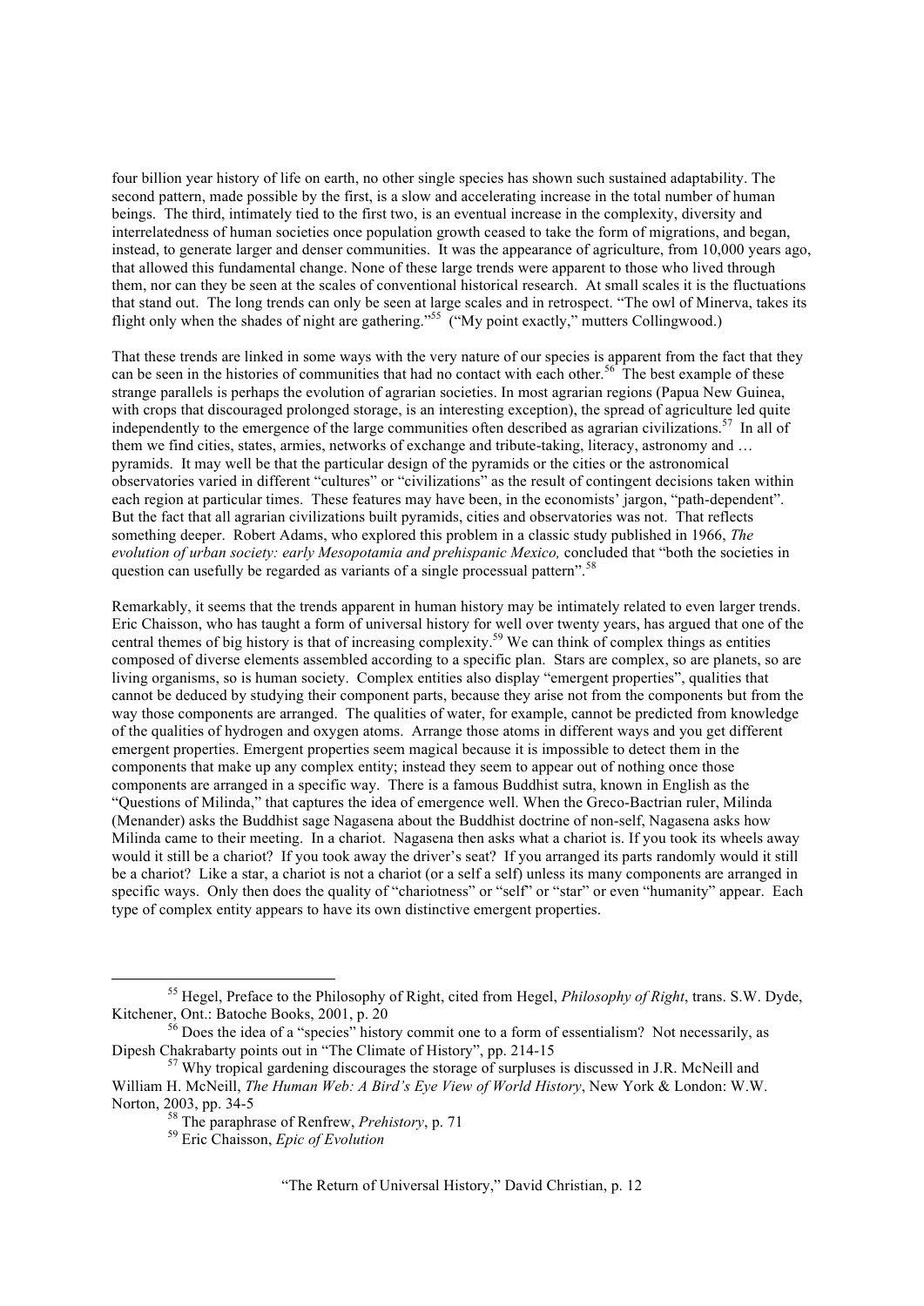four billion year history of life on earth, no other single species has shown such sustained adaptability. The second pattern, made possible by the first, is a slow and accelerating increase in the total number of human beings. The third, intimately tied to the first two, is an eventual increase in the complexity, diversity and interrelatedness of human societies once population growth ceased to take the form of migrations, and began, instead, to generate larger and denser communities. It was the appearance of agriculture, from 10,000 years ago, that allowed this fundamental change. None of these large trends were apparent to those who lived through them, nor can they be seen at the scales of conventional historical research. At small scales it is the fluctuations that stand out. The long trends can only be seen at large scales and in retrospect. "The owl of Minerva, takes its flight only when the shades of night are gathering."[55] ("My point exactly," mutters Collingwood.)

That these trends are linked in some ways with the very nature of our species is apparent from the fact that they can be seen in the histories of communities that had no contact with each other.[56] The best example of these strange parallels is perhaps the evolution of agrarian societies. In most agrarian regions (Papua New Guinea, with crops that discouraged prolonged storage, is an interesting exception), the spread of agriculture led quite independently to the emergence of the large communities often described as agrarian civilizations.[57] In all of them we find cities, states, armies, networks of exchange and tribute-taking, literacy, astronomy and … pyramids. It may well be that the particular design of the pyramids or the cities or the astronomical observatories varied in different "cultures" or "civilizations" as the result of contingent decisions taken within each region at particular times. These features may have been, in the economists' jargon, "path-dependent". But the fact that all agrarian civilizations built pyramids, cities and observatories was not. That reflects something deeper. Robert Adams, who explored this problem in a classic study published in 1966, *The evolution of urban society: early Mesopotamia and prehispanic Mexico,* concluded that "both the societies in question can usefully be regarded as variants of a single processual pattern".[58]

Remarkably, it seems that the trends apparent in human history may be intimately related to even larger trends. Eric Chaisson, who has taught a form of universal history for well over twenty years, has argued that one of the central themes of big history is that of increasing complexity.[59] We can think of complex things as entities composed of diverse elements assembled according to a specific plan. Stars are complex, so are planets, so are living organisms, so is human society. Complex entities also display "emergent properties", qualities that cannot be deduced by studying their component parts, because they arise not from the components but from the way those components are arranged. The qualities of water, for example, cannot be predicted from knowledge of the qualities of hydrogen and oxygen atoms. Arrange those atoms in different ways and you get different emergent properties. Emergent properties seem magical because it is impossible to detect them in the components that make up any complex entity; instead they seem to appear out of nothing once those components are arranged in a specific way. There is a famous Buddhist sutra, known in English as the "Questions of Milinda," that captures the idea of emergence well. When the Greco-Bactrian ruler, Milinda (Menander) asks the Buddhist sage Nagasena about the Buddhist doctrine of non-self, Nagasena asks how Milinda came to their meeting. In a chariot. Nagasena then asks what a chariot is. If you took its wheels away would it still be a chariot? If you took away the driver's seat? If you arranged its parts randomly would it still be a chariot? Like a star, a chariot is not a chariot (or a self a self) unless its many components are arranged in specific ways. Only then does the quality of "chariotness" or "self" or "star" or even "humanity" appear. Each type of complex entity appears to have its own distinctive emergent properties.

---

[55] Hegel, Preface to the Philosophy of Right, cited from Hegel, *Philosophy of Right*, trans. S.W. Dyde, Kitchener, Ont.: Batoche Books, 2001, p. 20

[56] Does the idea of a "species" history commit one to a form of essentialism? Not necessarily, as Dipesh Chakrabarty points out in "The Climate of History", pp. 214-15

[57] Why tropical gardening discourages the storage of surpluses is discussed in J.R. McNeill and William H. McNeill, *The Human Web: A Bird's Eye View of World History*, New York & London: W.W. Norton, 2003, pp. 34-5

[58] The paraphrase of Renfrew, *Prehistory*, p. 71

[59] Eric Chaisson, *Epic of Evolution*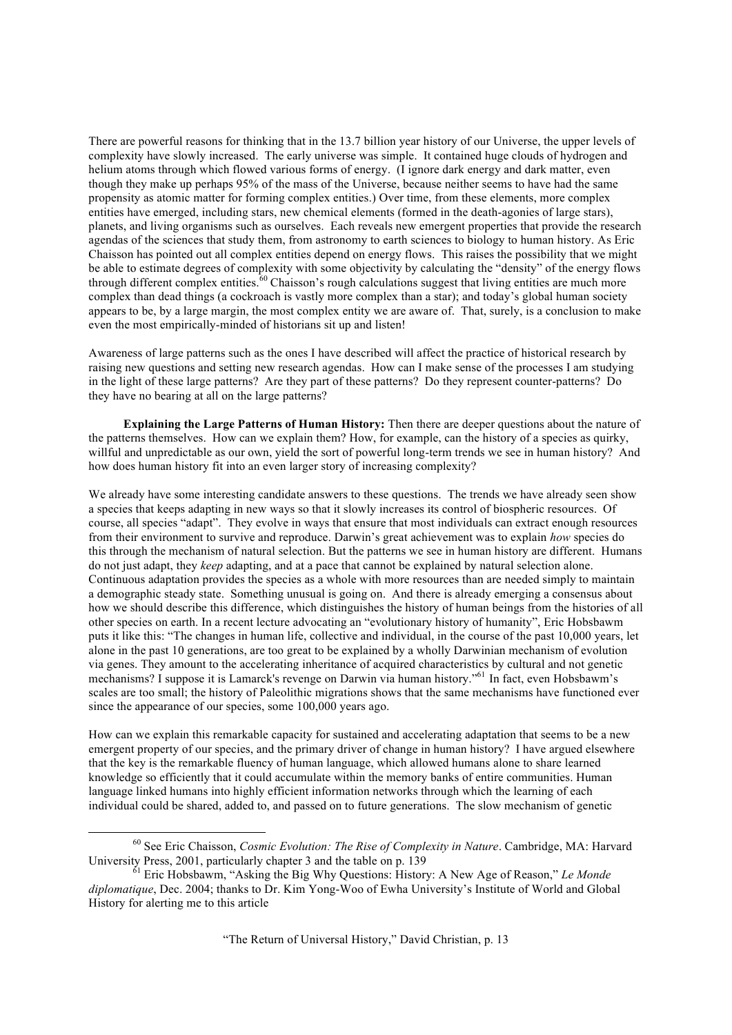There are powerful reasons for thinking that in the 13.7 billion year history of our Universe, the upper levels of complexity have slowly increased. The early universe was simple. It contained huge clouds of hydrogen and helium atoms through which flowed various forms of energy. (I ignore dark energy and dark matter, even though they make up perhaps 95% of the mass of the Universe, because neither seems to have had the same propensity as atomic matter for forming complex entities.) Over time, from these elements, more complex entities have emerged, including stars, new chemical elements (formed in the death-agonies of large stars), planets, and living organisms such as ourselves. Each reveals new emergent properties that provide the research agendas of the sciences that study them, from astronomy to earth sciences to biology to human history. As Eric Chaisson has pointed out all complex entities depend on energy flows. This raises the possibility that we might be able to estimate degrees of complexity with some objectivity by calculating the "density" of the energy flows through different complex entities.[60] Chaisson's rough calculations suggest that living entities are much more complex than dead things (a cockroach is vastly more complex than a star); and today's global human society appears to be, by a large margin, the most complex entity we are aware of. That, surely, is a conclusion to make even the most empirically-minded of historians sit up and listen!

Awareness of large patterns such as the ones I have described will affect the practice of historical research by raising new questions and setting new research agendas. How can I make sense of the processes I am studying in the light of these large patterns? Are they part of these patterns? Do they represent counter-patterns? Do they have no bearing at all on the large patterns?

**Explaining the Large Patterns of Human History:** Then there are deeper questions about the nature of the patterns themselves. How can we explain them? How, for example, can the history of a species as quirky, willful and unpredictable as our own, yield the sort of powerful long-term trends we see in human history? And how does human history fit into an even larger story of increasing complexity?

We already have some interesting candidate answers to these questions. The trends we have already seen show a species that keeps adapting in new ways so that it slowly increases its control of biospheric resources. Of course, all species "adapt". They evolve in ways that ensure that most individuals can extract enough resources from their environment to survive and reproduce. Darwin's great achievement was to explain *how* species do this through the mechanism of natural selection. But the patterns we see in human history are different. Humans do not just adapt, they *keep* adapting, and at a pace that cannot be explained by natural selection alone. Continuous adaptation provides the species as a whole with more resources than are needed simply to maintain a demographic steady state. Something unusual is going on. And there is already emerging a consensus about how we should describe this difference, which distinguishes the history of human beings from the histories of all other species on earth. In a recent lecture advocating an "evolutionary history of humanity", Eric Hobsbawm puts it like this: "The changes in human life, collective and individual, in the course of the past 10,000 years, let alone in the past 10 generations, are too great to be explained by a wholly Darwinian mechanism of evolution via genes. They amount to the accelerating inheritance of acquired characteristics by cultural and not genetic mechanisms? I suppose it is Lamarck's revenge on Darwin via human history."[61] In fact, even Hobsbawm's scales are too small; the history of Paleolithic migrations shows that the same mechanisms have functioned ever since the appearance of our species, some 100,000 years ago.

How can we explain this remarkable capacity for sustained and accelerating adaptation that seems to be a new emergent property of our species, and the primary driver of change in human history? I have argued elsewhere that the key is the remarkable fluency of human language, which allowed humans alone to share learned knowledge so efficiently that it could accumulate within the memory banks of entire communities. Human language linked humans into highly efficient information networks through which the learning of each individual could be shared, added to, and passed on to future generations. The slow mechanism of genetic

---

[60] See Eric Chaisson, *Cosmic Evolution: The Rise of Complexity in Nature*. Cambridge, MA: Harvard University Press, 2001, particularly chapter 3 and the table on p. 139

[61] Eric Hobsbawm, "Asking the Big Why Questions: History: A New Age of Reason," *Le Monde diplomatique*, Dec. 2004; thanks to Dr. Kim Yong-Woo of Ewha University's Institute of World and Global History for alerting me to this article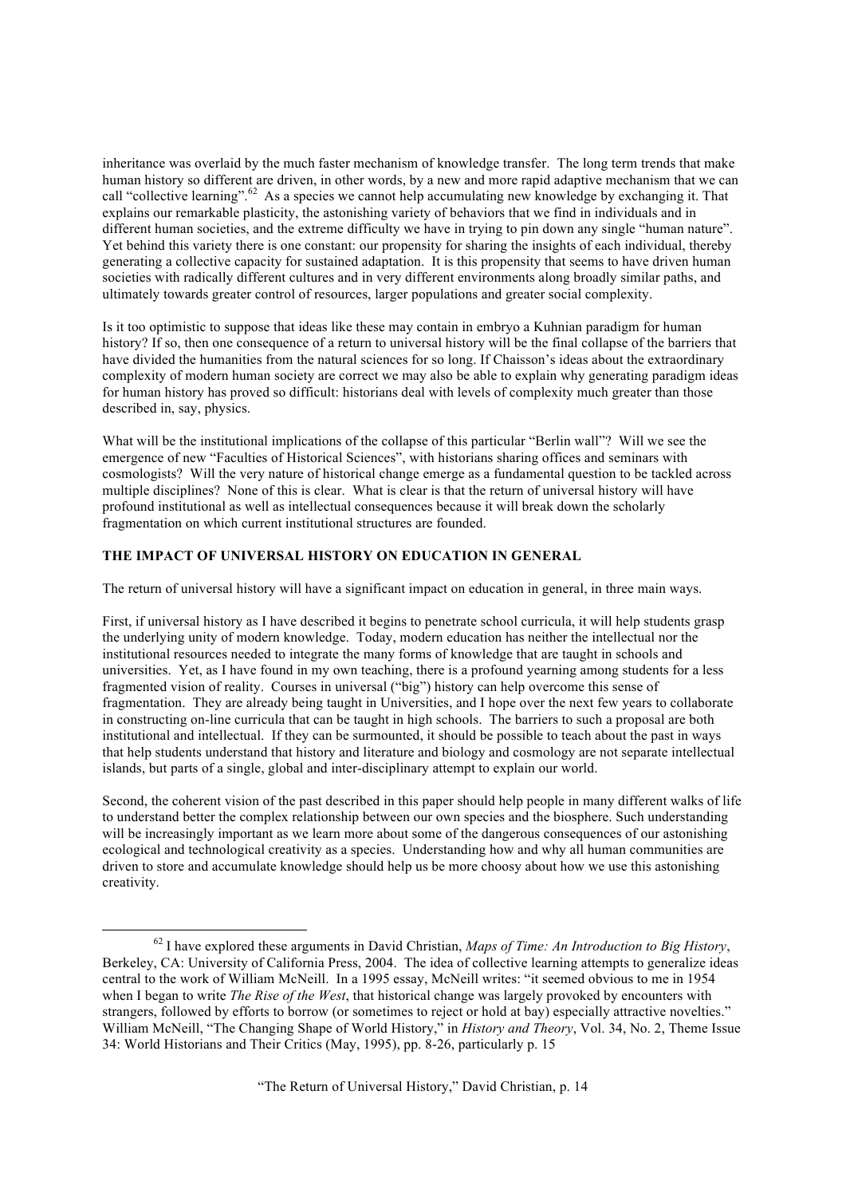inheritance was overlaid by the much faster mechanism of knowledge transfer. The long term trends that make human history so different are driven, in other words, by a new and more rapid adaptive mechanism that we can call "collective learning".[62] As a species we cannot help accumulating new knowledge by exchanging it. That explains our remarkable plasticity, the astonishing variety of behaviors that we find in individuals and in different human societies, and the extreme difficulty we have in trying to pin down any single "human nature". Yet behind this variety there is one constant: our propensity for sharing the insights of each individual, thereby generating a collective capacity for sustained adaptation. It is this propensity that seems to have driven human societies with radically different cultures and in very different environments along broadly similar paths, and ultimately towards greater control of resources, larger populations and greater social complexity.

Is it too optimistic to suppose that ideas like these may contain in embryo a Kuhnian paradigm for human history? If so, then one consequence of a return to universal history will be the final collapse of the barriers that have divided the humanities from the natural sciences for so long. If Chaisson's ideas about the extraordinary complexity of modern human society are correct we may also be able to explain why generating paradigm ideas for human history has proved so difficult: historians deal with levels of complexity much greater than those described in, say, physics.

What will be the institutional implications of the collapse of this particular "Berlin wall"? Will we see the emergence of new "Faculties of Historical Sciences", with historians sharing offices and seminars with cosmologists? Will the very nature of historical change emerge as a fundamental question to be tackled across multiple disciplines? None of this is clear. What is clear is that the return of universal history will have profound institutional as well as intellectual consequences because it will break down the scholarly fragmentation on which current institutional structures are founded.

## THE IMPACT OF UNIVERSAL HISTORY ON EDUCATION IN GENERAL

The return of universal history will have a significant impact on education in general, in three main ways.

First, if universal history as I have described it begins to penetrate school curricula, it will help students grasp the underlying unity of modern knowledge. Today, modern education has neither the intellectual nor the institutional resources needed to integrate the many forms of knowledge that are taught in schools and universities. Yet, as I have found in my own teaching, there is a profound yearning among students for a less fragmented vision of reality. Courses in universal ("big") history can help overcome this sense of fragmentation. They are already being taught in Universities, and I hope over the next few years to collaborate in constructing on-line curricula that can be taught in high schools. The barriers to such a proposal are both institutional and intellectual. If they can be surmounted, it should be possible to teach about the past in ways that help students understand that history and literature and biology and cosmology are not separate intellectual islands, but parts of a single, global and inter-disciplinary attempt to explain our world.

Second, the coherent vision of the past described in this paper should help people in many different walks of life to understand better the complex relationship between our own species and the biosphere. Such understanding will be increasingly important as we learn more about some of the dangerous consequences of our astonishing ecological and technological creativity as a species. Understanding how and why all human communities are driven to store and accumulate knowledge should help us be more choosy about how we use this astonishing creativity.

[62] I have explored these arguments in David Christian, *Maps of Time: An Introduction to Big History*, Berkeley, CA: University of California Press, 2004. The idea of collective learning attempts to generalize ideas central to the work of William McNeill. In a 1995 essay, McNeill writes: "it seemed obvious to me in 1954 when I began to write *The Rise of the West*, that historical change was largely provoked by encounters with strangers, followed by efforts to borrow (or sometimes to reject or hold at bay) especially attractive novelties." William McNeill, "The Changing Shape of World History," in *History and Theory*, Vol. 34, No. 2, Theme Issue 34: World Historians and Their Critics (May, 1995), pp. 8-26, particularly p. 15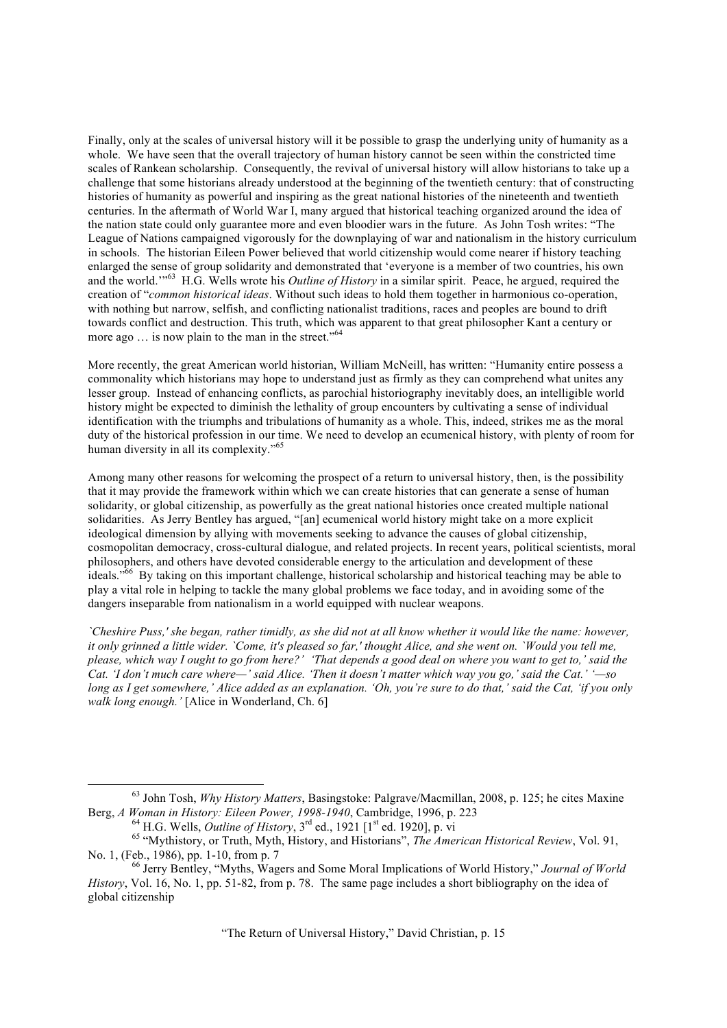Finally, only at the scales of universal history will it be possible to grasp the underlying unity of humanity as a whole. We have seen that the overall trajectory of human history cannot be seen within the constricted time scales of Rankean scholarship. Consequently, the revival of universal history will allow historians to take up a challenge that some historians already understood at the beginning of the twentieth century: that of constructing histories of humanity as powerful and inspiring as the great national histories of the nineteenth and twentieth centuries. In the aftermath of World War I, many argued that historical teaching organized around the idea of the nation state could only guarantee more and even bloodier wars in the future. As John Tosh writes: "The League of Nations campaigned vigorously for the downplaying of war and nationalism in the history curriculum in schools. The historian Eileen Power believed that world citizenship would come nearer if history teaching enlarged the sense of group solidarity and demonstrated that 'everyone is a member of two countries, his own and the world.'"[63] H.G. Wells wrote his *Outline of History* in a similar spirit. Peace, he argued, required the creation of "*common historical ideas*. Without such ideas to hold them together in harmonious co-operation, with nothing but narrow, selfish, and conflicting nationalist traditions, races and peoples are bound to drift towards conflict and destruction. This truth, which was apparent to that great philosopher Kant a century or more ago … is now plain to the man in the street."[64]

More recently, the great American world historian, William McNeill, has written: "Humanity entire possess a commonality which historians may hope to understand just as firmly as they can comprehend what unites any lesser group. Instead of enhancing conflicts, as parochial historiography inevitably does, an intelligible world history might be expected to diminish the lethality of group encounters by cultivating a sense of individual identification with the triumphs and tribulations of humanity as a whole. This, indeed, strikes me as the moral duty of the historical profession in our time. We need to develop an ecumenical history, with plenty of room for human diversity in all its complexity."[65]

Among many other reasons for welcoming the prospect of a return to universal history, then, is the possibility that it may provide the framework within which we can create histories that can generate a sense of human solidarity, or global citizenship, as powerfully as the great national histories once created multiple national solidarities. As Jerry Bentley has argued, "[an] ecumenical world history might take on a more explicit ideological dimension by allying with movements seeking to advance the causes of global citizenship, cosmopolitan democracy, cross-cultural dialogue, and related projects. In recent years, political scientists, moral philosophers, and others have devoted considerable energy to the articulation and development of these ideals."[66] By taking on this important challenge, historical scholarship and historical teaching may be able to play a vital role in helping to tackle the many global problems we face today, and in avoiding some of the dangers inseparable from nationalism in a world equipped with nuclear weapons.

*`Cheshire Puss,' she began, rather timidly, as she did not at all know whether it would like the name: however, it only grinned a little wider. `Come, it's pleased so far,' thought Alice, and she went on. `Would you tell me, please, which way I ought to go from here?' 'That depends a good deal on where you want to get to,' said the Cat. 'I don't much care where—' said Alice. 'Then it doesn't matter which way you go,' said the Cat.' '—so long as I get somewhere,' Alice added as an explanation. 'Oh, you're sure to do that,' said the Cat, 'if you only walk long enough.'* [Alice in Wonderland, Ch. 6]

---

[63] John Tosh, *Why History Matters*, Basingstoke: Palgrave/Macmillan, 2008, p. 125; he cites Maxine Berg, *A Woman in History: Eileen Power, 1998-1940*, Cambridge, 1996, p. 223

[64] H.G. Wells, *Outline of History*, 3rd ed., 1921 [1st ed. 1920], p. vi

[65] "Mythistory, or Truth, Myth, History, and Historians", *The American Historical Review*, Vol. 91, No. 1, (Feb., 1986), pp. 1-10, from p. 7

[66] Jerry Bentley, "Myths, Wagers and Some Moral Implications of World History," *Journal of World History*, Vol. 16, No. 1, pp. 51-82, from p. 78. The same page includes a short bibliography on the idea of global citizenship